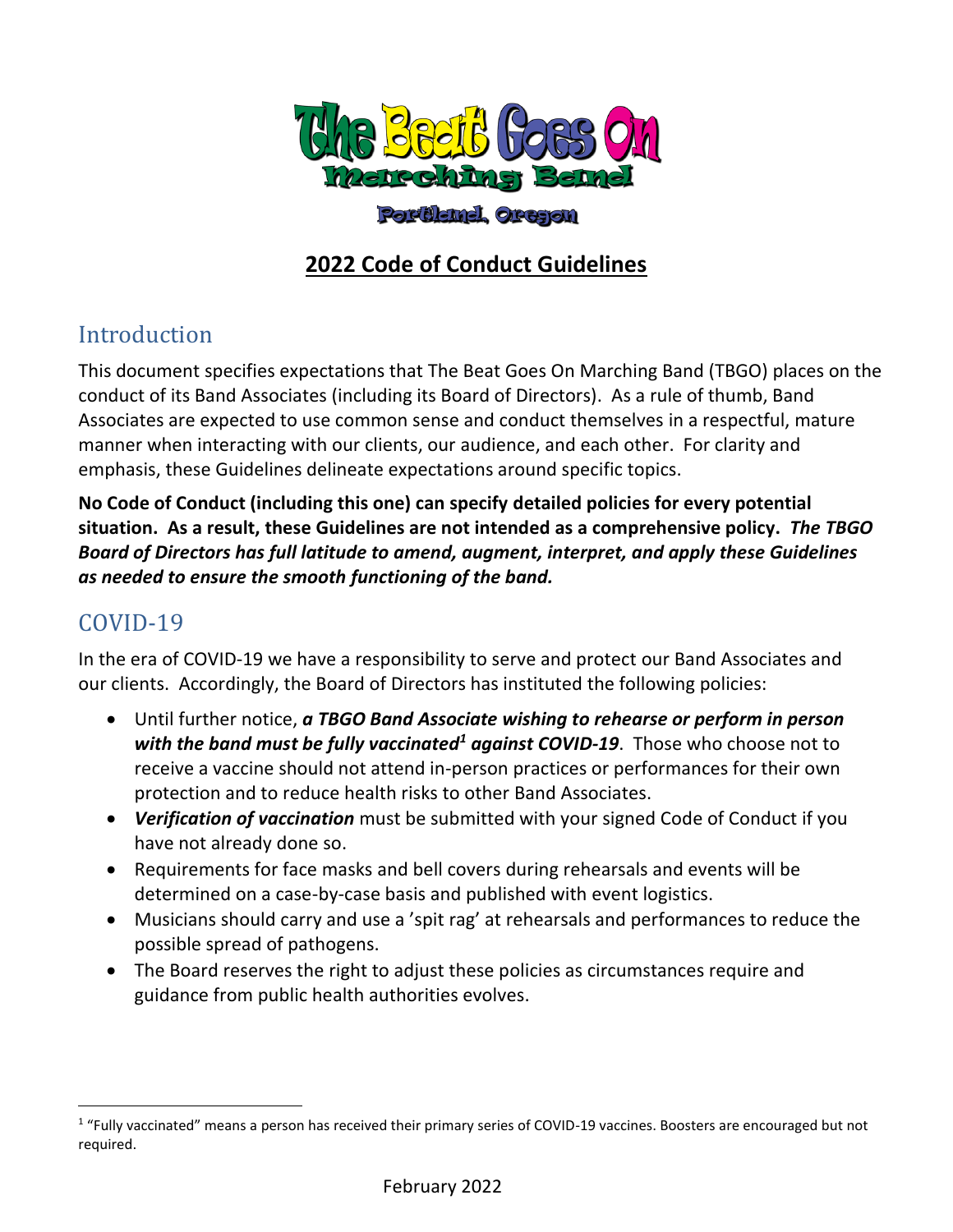# The Beat Goes On Marching Band

Portland, Oregon

## 2022 Code of Conduct Guidelines

## Introduction

This document specifies expectations that The Beat Goes On Marching Band (TBGO) places on the conduct of its Band Associates (including its Board of Directors). As a rule of thumb, Band Associates are expected to use common sense and conduct themselves in a respectful, mature manner when interacting with our clients, our audience, and each other. For clarity and emphasis, these Guidelines delineate expectations around specific topics.

**No Code of Conduct (including this one) can specify detailed policies for every potential situation. As a result, these Guidelines are not intended as a comprehensive policy. *The TBGO Board of Directors has full latitude to amend, augment, interpret, and apply these Guidelines as needed to ensure the smooth functioning of the band.***

## COVID-19

In the era of COVID-19 we have a responsibility to serve and protect our Band Associates and our clients. Accordingly, the Board of Directors has instituted the following policies:

- Until further notice, ***a TBGO Band Associate wishing to rehearse or perform in person with the band must be fully vaccinated[1] against COVID-19***. Those who choose not to receive a vaccine should not attend in-person practices or performances for their own protection and to reduce health risks to other Band Associates.
- ***Verification of vaccination*** must be submitted with your signed Code of Conduct if you have not already done so.
- Requirements for face masks and bell covers during rehearsals and events will be determined on a case-by-case basis and published with event logistics.
- Musicians should carry and use a 'spit rag' at rehearsals and performances to reduce the possible spread of pathogens.
- The Board reserves the right to adjust these policies as circumstances require and guidance from public health authorities evolves.

[1] "Fully vaccinated" means a person has received their primary series of COVID-19 vaccines. Boosters are encouraged but not required.

February 2022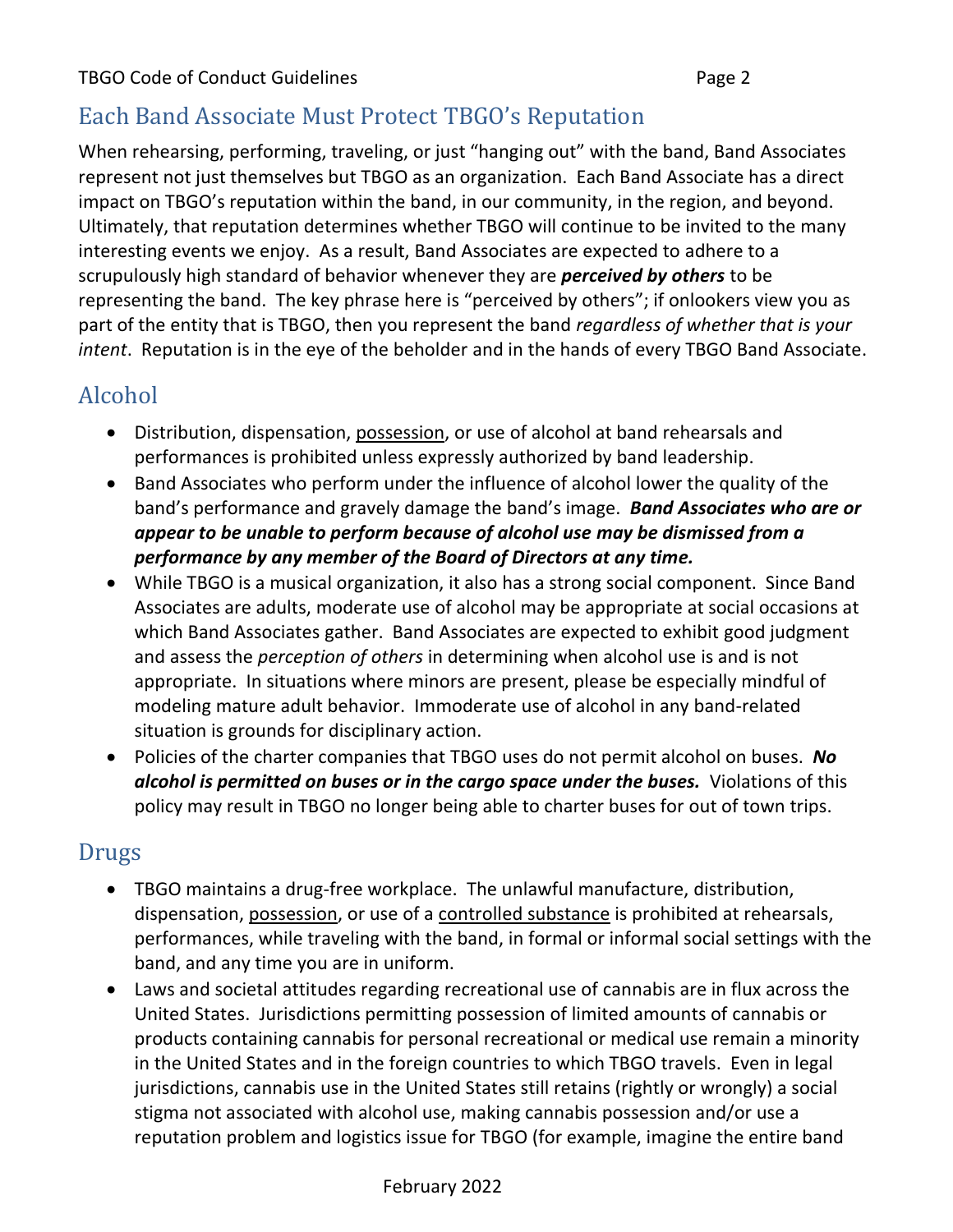## Each Band Associate Must Protect TBGO's Reputation

When rehearsing, performing, traveling, or just "hanging out" with the band, Band Associates represent not just themselves but TBGO as an organization. Each Band Associate has a direct impact on TBGO's reputation within the band, in our community, in the region, and beyond. Ultimately, that reputation determines whether TBGO will continue to be invited to the many interesting events we enjoy. As a result, Band Associates are expected to adhere to a scrupulously high standard of behavior whenever they are ***perceived by others*** to be representing the band. The key phrase here is "perceived by others"; if onlookers view you as part of the entity that is TBGO, then you represent the band *regardless of whether that is your intent*. Reputation is in the eye of the beholder and in the hands of every TBGO Band Associate.

## Alcohol

- Distribution, dispensation, <u>possession</u>, or use of alcohol at band rehearsals and performances is prohibited unless expressly authorized by band leadership.
- Band Associates who perform under the influence of alcohol lower the quality of the band's performance and gravely damage the band's image. ***Band Associates who are or appear to be unable to perform because of alcohol use may be dismissed from a performance by any member of the Board of Directors at any time.***
- While TBGO is a musical organization, it also has a strong social component. Since Band Associates are adults, moderate use of alcohol may be appropriate at social occasions at which Band Associates gather. Band Associates are expected to exhibit good judgment and assess the *perception of others* in determining when alcohol use is and is not appropriate. In situations where minors are present, please be especially mindful of modeling mature adult behavior. Immoderate use of alcohol in any band-related situation is grounds for disciplinary action.
- Policies of the charter companies that TBGO uses do not permit alcohol on buses. ***No alcohol is permitted on buses or in the cargo space under the buses.*** Violations of this policy may result in TBGO no longer being able to charter buses for out of town trips.

## Drugs

- TBGO maintains a drug-free workplace. The unlawful manufacture, distribution, dispensation, <u>possession</u>, or use of a <u>controlled substance</u> is prohibited at rehearsals, performances, while traveling with the band, in formal or informal social settings with the band, and any time you are in uniform.
- Laws and societal attitudes regarding recreational use of cannabis are in flux across the United States. Jurisdictions permitting possession of limited amounts of cannabis or products containing cannabis for personal recreational or medical use remain a minority in the United States and in the foreign countries to which TBGO travels. Even in legal jurisdictions, cannabis use in the United States still retains (rightly or wrongly) a social stigma not associated with alcohol use, making cannabis possession and/or use a reputation problem and logistics issue for TBGO (for example, imagine the entire band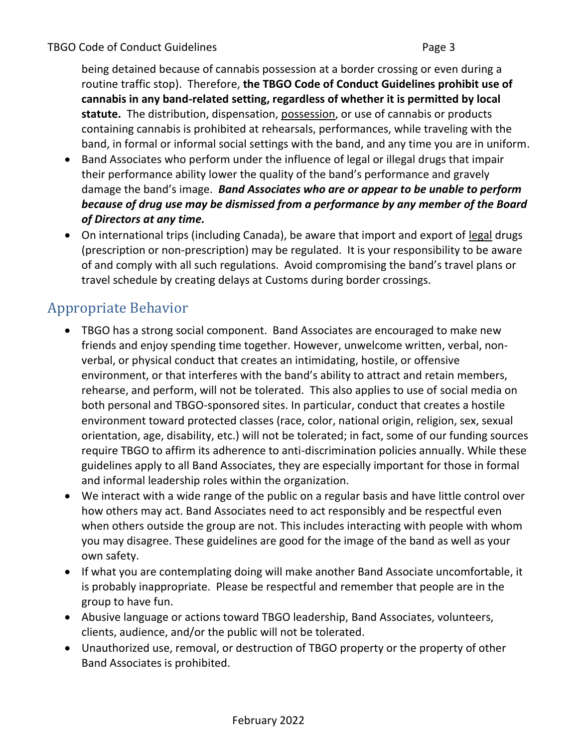being detained because of cannabis possession at a border crossing or even during a routine traffic stop). Therefore, **the TBGO Code of Conduct Guidelines prohibit use of cannabis in any band-related setting, regardless of whether it is permitted by local statute.** The distribution, dispensation, <u>possession</u>, or use of cannabis or products containing cannabis is prohibited at rehearsals, performances, while traveling with the band, in formal or informal social settings with the band, and any time you are in uniform.

- Band Associates who perform under the influence of legal or illegal drugs that impair their performance ability lower the quality of the band's performance and gravely damage the band's image. ***Band Associates who are or appear to be unable to perform because of drug use may be dismissed from a performance by any member of the Board of Directors at any time.***
- On international trips (including Canada), be aware that import and export of <u>legal</u> drugs (prescription or non-prescription) may be regulated. It is your responsibility to be aware of and comply with all such regulations. Avoid compromising the band's travel plans or travel schedule by creating delays at Customs during border crossings.

## Appropriate Behavior

- TBGO has a strong social component. Band Associates are encouraged to make new friends and enjoy spending time together. However, unwelcome written, verbal, non-verbal, or physical conduct that creates an intimidating, hostile, or offensive environment, or that interferes with the band's ability to attract and retain members, rehearse, and perform, will not be tolerated. This also applies to use of social media on both personal and TBGO-sponsored sites. In particular, conduct that creates a hostile environment toward protected classes (race, color, national origin, religion, sex, sexual orientation, age, disability, etc.) will not be tolerated; in fact, some of our funding sources require TBGO to affirm its adherence to anti-discrimination policies annually. While these guidelines apply to all Band Associates, they are especially important for those in formal and informal leadership roles within the organization.
- We interact with a wide range of the public on a regular basis and have little control over how others may act. Band Associates need to act responsibly and be respectful even when others outside the group are not. This includes interacting with people with whom you may disagree. These guidelines are good for the image of the band as well as your own safety.
- If what you are contemplating doing will make another Band Associate uncomfortable, it is probably inappropriate. Please be respectful and remember that people are in the group to have fun.
- Abusive language or actions toward TBGO leadership, Band Associates, volunteers, clients, audience, and/or the public will not be tolerated.
- Unauthorized use, removal, or destruction of TBGO property or the property of other Band Associates is prohibited.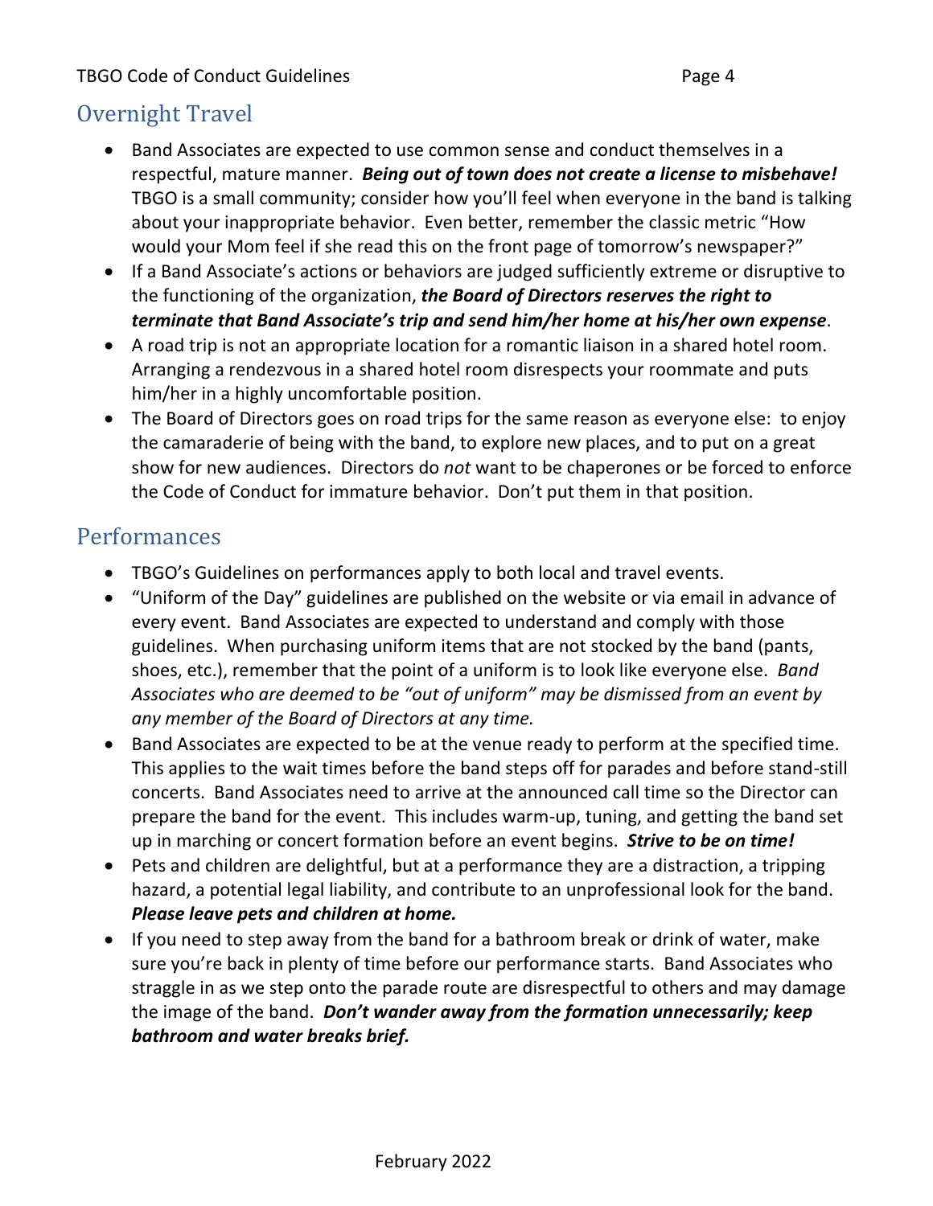## Overnight Travel

- Band Associates are expected to use common sense and conduct themselves in a respectful, mature manner. ***Being out of town does not create a license to misbehave!*** TBGO is a small community; consider how you'll feel when everyone in the band is talking about your inappropriate behavior. Even better, remember the classic metric "How would your Mom feel if she read this on the front page of tomorrow's newspaper?"
- If a Band Associate's actions or behaviors are judged sufficiently extreme or disruptive to the functioning of the organization, ***the Board of Directors reserves the right to terminate that Band Associate's trip and send him/her home at his/her own expense***.
- A road trip is not an appropriate location for a romantic liaison in a shared hotel room. Arranging a rendezvous in a shared hotel room disrespects your roommate and puts him/her in a highly uncomfortable position.
- The Board of Directors goes on road trips for the same reason as everyone else: to enjoy the camaraderie of being with the band, to explore new places, and to put on a great show for new audiences. Directors do *not* want to be chaperones or be forced to enforce the Code of Conduct for immature behavior. Don't put them in that position.

## Performances

- TBGO's Guidelines on performances apply to both local and travel events.
- "Uniform of the Day" guidelines are published on the website or via email in advance of every event. Band Associates are expected to understand and comply with those guidelines. When purchasing uniform items that are not stocked by the band (pants, shoes, etc.), remember that the point of a uniform is to look like everyone else. *Band Associates who are deemed to be "out of uniform" may be dismissed from an event by any member of the Board of Directors at any time.*
- Band Associates are expected to be at the venue ready to perform at the specified time. This applies to the wait times before the band steps off for parades and before stand-still concerts. Band Associates need to arrive at the announced call time so the Director can prepare the band for the event. This includes warm-up, tuning, and getting the band set up in marching or concert formation before an event begins. ***Strive to be on time!***
- Pets and children are delightful, but at a performance they are a distraction, a tripping hazard, a potential legal liability, and contribute to an unprofessional look for the band. ***Please leave pets and children at home.***
- If you need to step away from the band for a bathroom break or drink of water, make sure you're back in plenty of time before our performance starts. Band Associates who straggle in as we step onto the parade route are disrespectful to others and may damage the image of the band. ***Don't wander away from the formation unnecessarily; keep bathroom and water breaks brief.***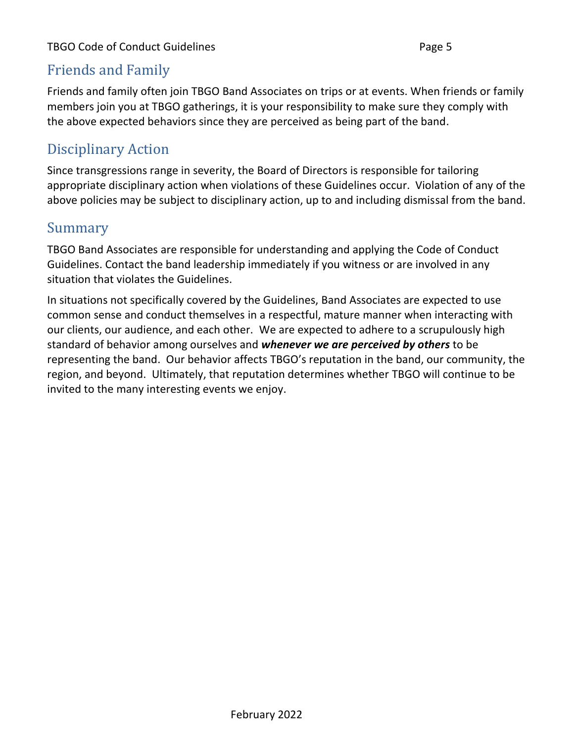## Friends and Family

Friends and family often join TBGO Band Associates on trips or at events. When friends or family members join you at TBGO gatherings, it is your responsibility to make sure they comply with the above expected behaviors since they are perceived as being part of the band.

## Disciplinary Action

Since transgressions range in severity, the Board of Directors is responsible for tailoring appropriate disciplinary action when violations of these Guidelines occur. Violation of any of the above policies may be subject to disciplinary action, up to and including dismissal from the band.

## Summary

TBGO Band Associates are responsible for understanding and applying the Code of Conduct Guidelines. Contact the band leadership immediately if you witness or are involved in any situation that violates the Guidelines.

In situations not specifically covered by the Guidelines, Band Associates are expected to use common sense and conduct themselves in a respectful, mature manner when interacting with our clients, our audience, and each other. We are expected to adhere to a scrupulously high standard of behavior among ourselves and ***whenever we are perceived by others*** to be representing the band. Our behavior affects TBGO's reputation in the band, our community, the region, and beyond. Ultimately, that reputation determines whether TBGO will continue to be invited to the many interesting events we enjoy.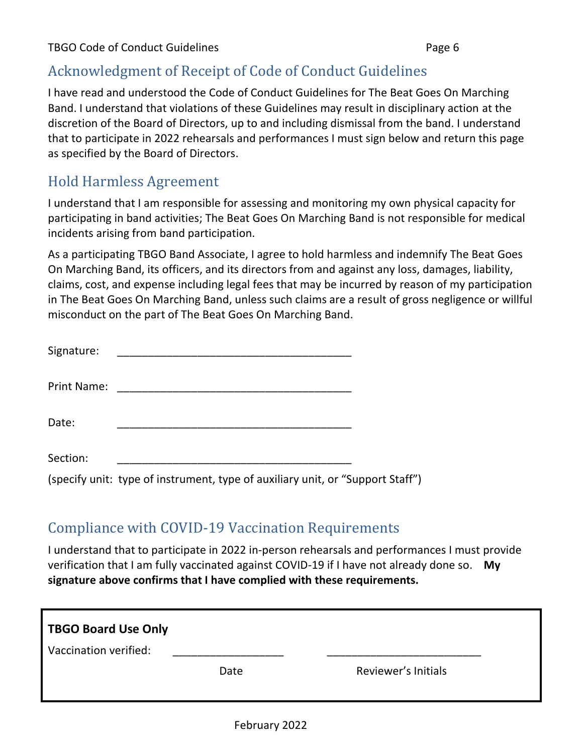## Acknowledgment of Receipt of Code of Conduct Guidelines

I have read and understood the Code of Conduct Guidelines for The Beat Goes On Marching Band. I understand that violations of these Guidelines may result in disciplinary action at the discretion of the Board of Directors, up to and including dismissal from the band. I understand that to participate in 2022 rehearsals and performances I must sign below and return this page as specified by the Board of Directors.

## Hold Harmless Agreement

I understand that I am responsible for assessing and monitoring my own physical capacity for participating in band activities; The Beat Goes On Marching Band is not responsible for medical incidents arising from band participation.

As a participating TBGO Band Associate, I agree to hold harmless and indemnify The Beat Goes On Marching Band, its officers, and its directors from and against any loss, damages, liability, claims, cost, and expense including legal fees that may be incurred by reason of my participation in The Beat Goes On Marching Band, unless such claims are a result of gross negligence or willful misconduct on the part of The Beat Goes On Marching Band.

Signature: ______________________________________

Print Name: ______________________________________

Date: ______________________________________

Section: ______________________________________

(specify unit: type of instrument, type of auxiliary unit, or "Support Staff")

## Compliance with COVID-19 Vaccination Requirements

I understand that to participate in 2022 in-person rehearsals and performances I must provide verification that I am fully vaccinated against COVID-19 if I have not already done so. **My signature above confirms that I have complied with these requirements.**

**TBGO Board Use Only**

Vaccination verified: __________________ __________________________

Date Reviewer's Initials

February 2022